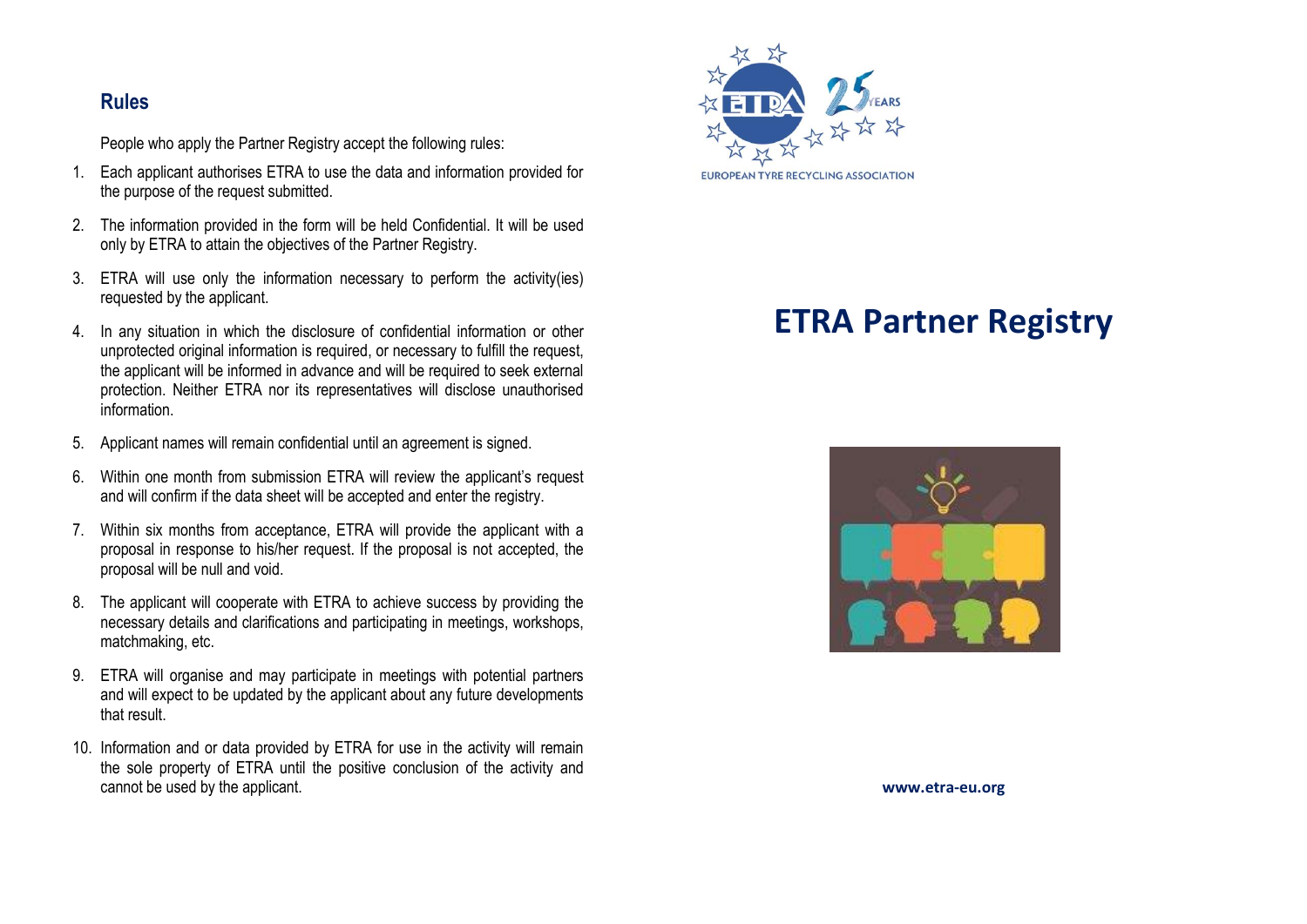## Rules

People who apply the Partner Registry accept the following rules:

1. Each applicant authorises ETRA to use the data and information provided for the purpose of the request submitted.
2. The information provided in the form will be held Confidential. It will be used only by ETRA to attain the objectives of the Partner Registry.
3. ETRA will use only the information necessary to perform the activity(ies) requested by the applicant.
4. In any situation in which the disclosure of confidential information or other unprotected original information is required, or necessary to fulfill the request, the applicant will be informed in advance and will be required to seek external protection. Neither ETRA nor its representatives will disclose unauthorised information.
5. Applicant names will remain confidential until an agreement is signed.
6. Within one month from submission ETRA will review the applicant's request and will confirm if the data sheet will be accepted and enter the registry.
7. Within six months from acceptance, ETRA will provide the applicant with a proposal in response to his/her request. If the proposal is not accepted, the proposal will be null and void.
8. The applicant will cooperate with ETRA to achieve success by providing the necessary details and clarifications and participating in meetings, workshops, matchmaking, etc.
9. ETRA will organise and may participate in meetings with potential partners and will expect to be updated by the applicant about any future developments that result.
10. Information and or data provided by ETRA for use in the activity will remain the sole property of ETRA until the positive conclusion of the activity and cannot be used by the applicant.

EUROPEAN TYRE RECYCLING ASSOCIATION

# ETRA Partner Registry

**www.etra-eu.org**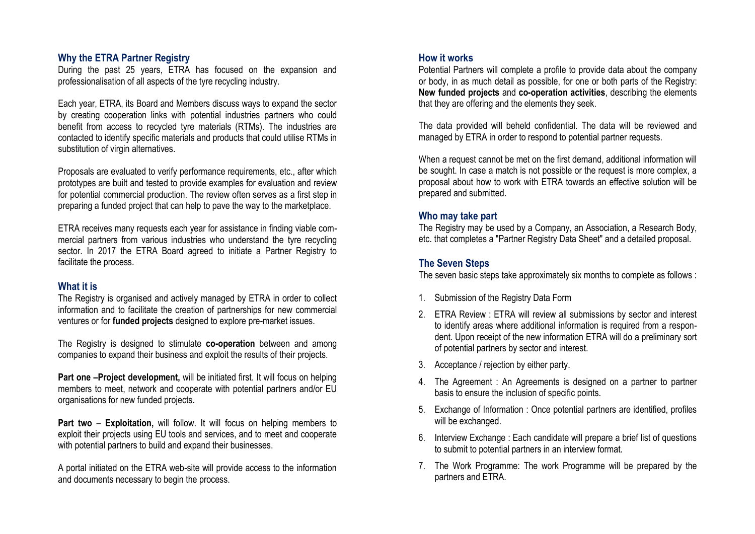## Why the ETRA Partner Registry

During the past 25 years, ETRA has focused on the expansion and professionalisation of all aspects of the tyre recycling industry.

Each year, ETRA, its Board and Members discuss ways to expand the sector by creating cooperation links with potential industries partners who could benefit from access to recycled tyre materials (RTMs). The industries are contacted to identify specific materials and products that could utilise RTMs in substitution of virgin alternatives.

Proposals are evaluated to verify performance requirements, etc., after which prototypes are built and tested to provide examples for evaluation and review for potential commercial production. The review often serves as a first step in preparing a funded project that can help to pave the way to the marketplace.

ETRA receives many requests each year for assistance in finding viable commercial partners from various industries who understand the tyre recycling sector. In 2017 the ETRA Board agreed to initiate a Partner Registry to facilitate the process.

## What it is

The Registry is organised and actively managed by ETRA in order to collect information and to facilitate the creation of partnerships for new commercial ventures or for **funded projects** designed to explore pre-market issues.

The Registry is designed to stimulate **co-operation** between and among companies to expand their business and exploit the results of their projects.

**Part one –Project development,** will be initiated first. It will focus on helping members to meet, network and cooperate with potential partners and/or EU organisations for new funded projects.

**Part two** – **Exploitation,** will follow. It will focus on helping members to exploit their projects using EU tools and services, and to meet and cooperate with potential partners to build and expand their businesses.

A portal initiated on the ETRA web-site will provide access to the information and documents necessary to begin the process.

## How it works

Potential Partners will complete a profile to provide data about the company or body, in as much detail as possible, for one or both parts of the Registry: **New funded projects** and **co-operation activities**, describing the elements that they are offering and the elements they seek.

The data provided will beheld confidential. The data will be reviewed and managed by ETRA in order to respond to potential partner requests.

When a request cannot be met on the first demand, additional information will be sought. In case a match is not possible or the request is more complex, a proposal about how to work with ETRA towards an effective solution will be prepared and submitted.

## Who may take part

The Registry may be used by a Company, an Association, a Research Body, etc. that completes a "Partner Registry Data Sheet" and a detailed proposal.

## The Seven Steps

The seven basic steps take approximately six months to complete as follows :

1. Submission of the Registry Data Form
2. ETRA Review : ETRA will review all submissions by sector and interest to identify areas where additional information is required from a respondent. Upon receipt of the new information ETRA will do a preliminary sort of potential partners by sector and interest.
3. Acceptance / rejection by either party.
4. The Agreement : An Agreements is designed on a partner to partner basis to ensure the inclusion of specific points.
5. Exchange of Information : Once potential partners are identified, profiles will be exchanged.
6. Interview Exchange : Each candidate will prepare a brief list of questions to submit to potential partners in an interview format.
7. The Work Programme: The work Programme will be prepared by the partners and ETRA.